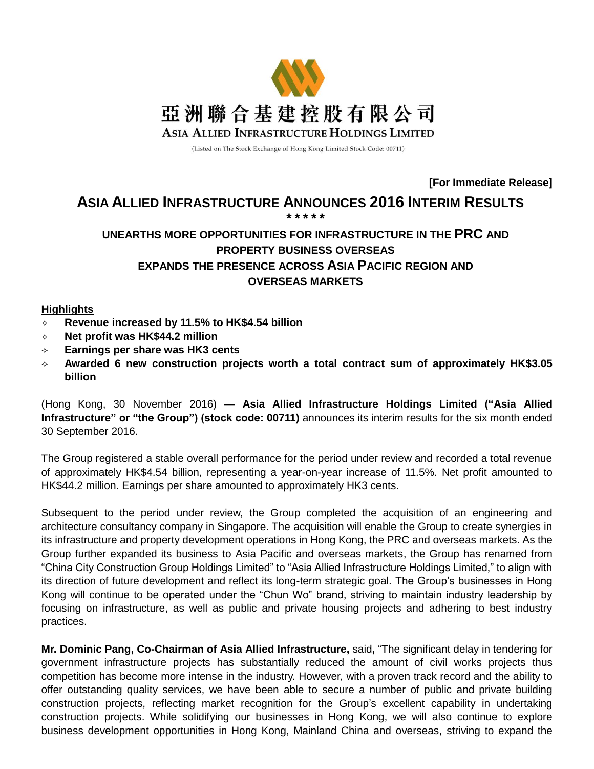亞洲聯合基建控股有限公司

ASIA ALLIED INFRASTRUCTURE HOLDINGS LIMITED

(Listed on The Stock Exchange of Hong Kong Limited Stock Code: 00711)

**[For Immediate Release]**

# ASIA ALLIED INFRASTRUCTURE ANNOUNCES 2016 INTERIM RESULTS

\*\*\*\*\*

## UNEARTHS MORE OPPORTUNITIES FOR INFRASTRUCTURE IN THE PRC AND PROPERTY BUSINESS OVERSEAS
## EXPANDS THE PRESENCE ACROSS ASIA PACIFIC REGION AND OVERSEAS MARKETS

**Highlights**

- **Revenue increased by 11.5% to HK$4.54 billion**
- **Net profit was HK$44.2 million**
- **Earnings per share was HK3 cents**
- **Awarded 6 new construction projects worth a total contract sum of approximately HK$3.05 billion**

(Hong Kong, 30 November 2016) — **Asia Allied Infrastructure Holdings Limited ("Asia Allied Infrastructure" or "the Group") (stock code: 00711)** announces its interim results for the six month ended 30 September 2016.

The Group registered a stable overall performance for the period under review and recorded a total revenue of approximately HK$4.54 billion, representing a year-on-year increase of 11.5%. Net profit amounted to HK$44.2 million. Earnings per share amounted to approximately HK3 cents.

Subsequent to the period under review, the Group completed the acquisition of an engineering and architecture consultancy company in Singapore. The acquisition will enable the Group to create synergies in its infrastructure and property development operations in Hong Kong, the PRC and overseas markets. As the Group further expanded its business to Asia Pacific and overseas markets, the Group has renamed from "China City Construction Group Holdings Limited" to "Asia Allied Infrastructure Holdings Limited," to align with its direction of future development and reflect its long-term strategic goal. The Group's businesses in Hong Kong will continue to be operated under the "Chun Wo" brand, striving to maintain industry leadership by focusing on infrastructure, as well as public and private housing projects and adhering to best industry practices.

**Mr. Dominic Pang, Co-Chairman of Asia Allied Infrastructure,** said**,** "The significant delay in tendering for government infrastructure projects has substantially reduced the amount of civil works projects thus competition has become more intense in the industry. However, with a proven track record and the ability to offer outstanding quality services, we have been able to secure a number of public and private building construction projects, reflecting market recognition for the Group's excellent capability in undertaking construction projects. While solidifying our businesses in Hong Kong, we will also continue to explore business development opportunities in Hong Kong, Mainland China and overseas, striving to expand the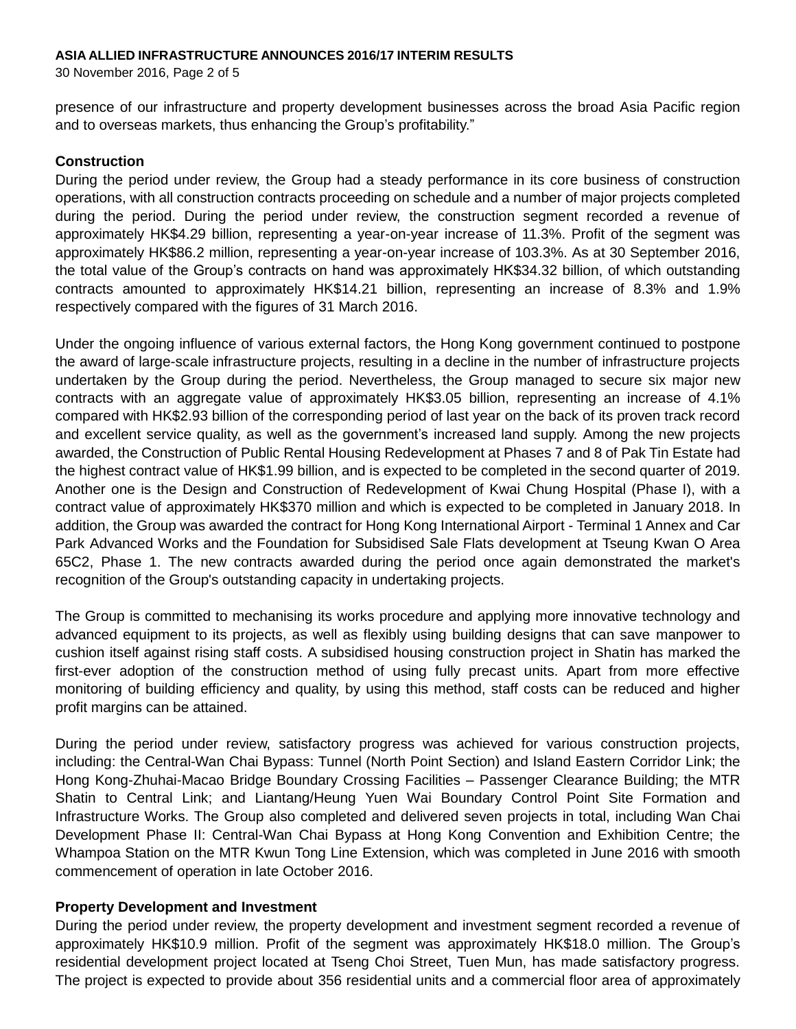presence of our infrastructure and property development businesses across the broad Asia Pacific region and to overseas markets, thus enhancing the Group's profitability."

**Construction**

During the period under review, the Group had a steady performance in its core business of construction operations, with all construction contracts proceeding on schedule and a number of major projects completed during the period. During the period under review, the construction segment recorded a revenue of approximately HK$4.29 billion, representing a year-on-year increase of 11.3%. Profit of the segment was approximately HK$86.2 million, representing a year-on-year increase of 103.3%. As at 30 September 2016, the total value of the Group's contracts on hand was approximately HK$34.32 billion, of which outstanding contracts amounted to approximately HK$14.21 billion, representing an increase of 8.3% and 1.9% respectively compared with the figures of 31 March 2016.

Under the ongoing influence of various external factors, the Hong Kong government continued to postpone the award of large-scale infrastructure projects, resulting in a decline in the number of infrastructure projects undertaken by the Group during the period. Nevertheless, the Group managed to secure six major new contracts with an aggregate value of approximately HK$3.05 billion, representing an increase of 4.1% compared with HK$2.93 billion of the corresponding period of last year on the back of its proven track record and excellent service quality, as well as the government's increased land supply. Among the new projects awarded, the Construction of Public Rental Housing Redevelopment at Phases 7 and 8 of Pak Tin Estate had the highest contract value of HK$1.99 billion, and is expected to be completed in the second quarter of 2019. Another one is the Design and Construction of Redevelopment of Kwai Chung Hospital (Phase I), with a contract value of approximately HK$370 million and which is expected to be completed in January 2018. In addition, the Group was awarded the contract for Hong Kong International Airport - Terminal 1 Annex and Car Park Advanced Works and the Foundation for Subsidised Sale Flats development at Tseung Kwan O Area 65C2, Phase 1. The new contracts awarded during the period once again demonstrated the market's recognition of the Group's outstanding capacity in undertaking projects.

The Group is committed to mechanising its works procedure and applying more innovative technology and advanced equipment to its projects, as well as flexibly using building designs that can save manpower to cushion itself against rising staff costs. A subsidised housing construction project in Shatin has marked the first-ever adoption of the construction method of using fully precast units. Apart from more effective monitoring of building efficiency and quality, by using this method, staff costs can be reduced and higher profit margins can be attained.

During the period under review, satisfactory progress was achieved for various construction projects, including: the Central-Wan Chai Bypass: Tunnel (North Point Section) and Island Eastern Corridor Link; the Hong Kong-Zhuhai-Macao Bridge Boundary Crossing Facilities – Passenger Clearance Building; the MTR Shatin to Central Link; and Liantang/Heung Yuen Wai Boundary Control Point Site Formation and Infrastructure Works. The Group also completed and delivered seven projects in total, including Wan Chai Development Phase II: Central-Wan Chai Bypass at Hong Kong Convention and Exhibition Centre; the Whampoa Station on the MTR Kwun Tong Line Extension, which was completed in June 2016 with smooth commencement of operation in late October 2016.

**Property Development and Investment**

During the period under review, the property development and investment segment recorded a revenue of approximately HK$10.9 million. Profit of the segment was approximately HK$18.0 million. The Group's residential development project located at Tseng Choi Street, Tuen Mun, has made satisfactory progress. The project is expected to provide about 356 residential units and a commercial floor area of approximately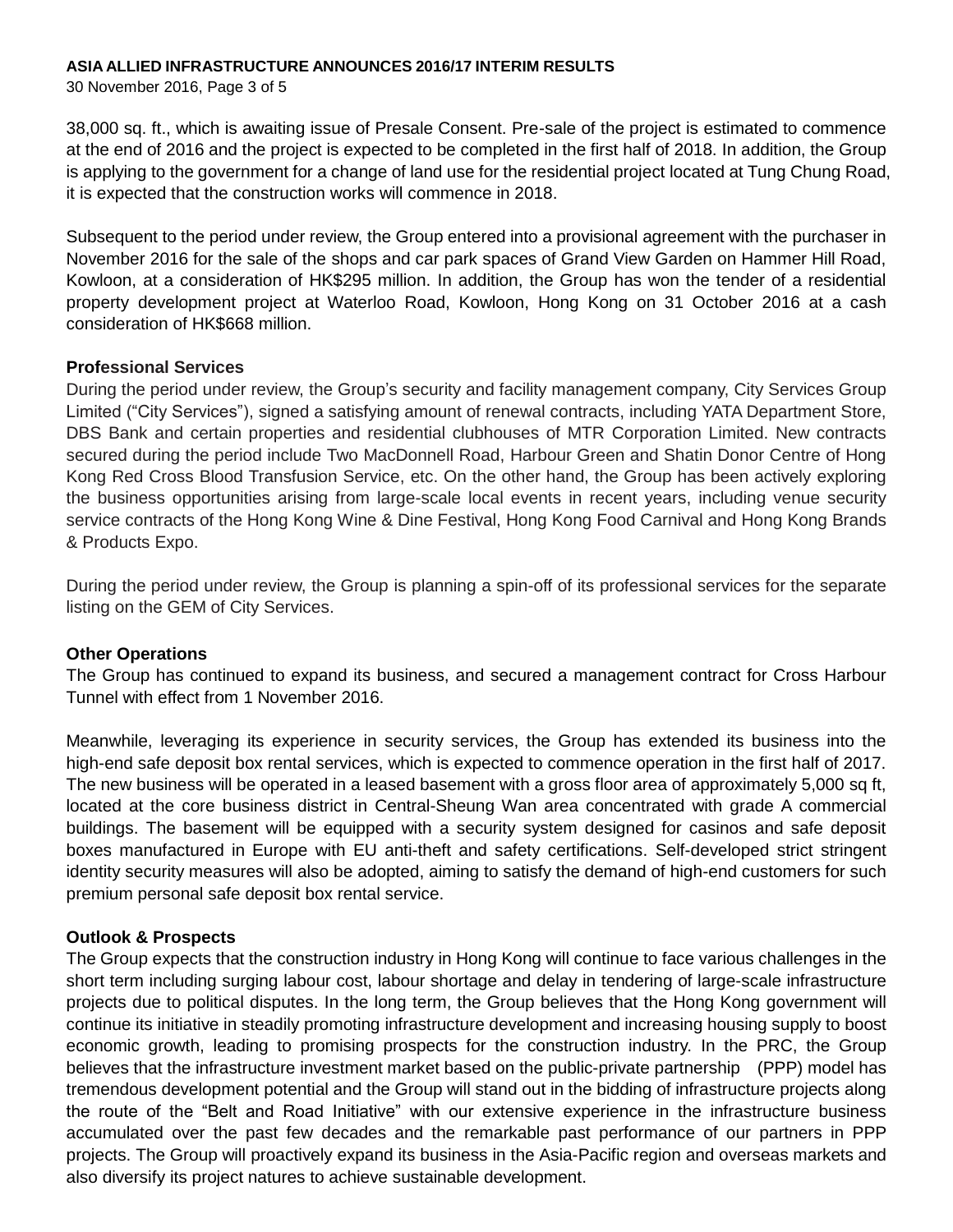38,000 sq. ft., which is awaiting issue of Presale Consent. Pre-sale of the project is estimated to commence at the end of 2016 and the project is expected to be completed in the first half of 2018. In addition, the Group is applying to the government for a change of land use for the residential project located at Tung Chung Road, it is expected that the construction works will commence in 2018.

Subsequent to the period under review, the Group entered into a provisional agreement with the purchaser in November 2016 for the sale of the shops and car park spaces of Grand View Garden on Hammer Hill Road, Kowloon, at a consideration of HK$295 million. In addition, the Group has won the tender of a residential property development project at Waterloo Road, Kowloon, Hong Kong on 31 October 2016 at a cash consideration of HK$668 million.

**Professional Services**

During the period under review, the Group's security and facility management company, City Services Group Limited ("City Services"), signed a satisfying amount of renewal contracts, including YATA Department Store, DBS Bank and certain properties and residential clubhouses of MTR Corporation Limited. New contracts secured during the period include Two MacDonnell Road, Harbour Green and Shatin Donor Centre of Hong Kong Red Cross Blood Transfusion Service, etc. On the other hand, the Group has been actively exploring the business opportunities arising from large-scale local events in recent years, including venue security service contracts of the Hong Kong Wine & Dine Festival, Hong Kong Food Carnival and Hong Kong Brands & Products Expo.

During the period under review, the Group is planning a spin-off of its professional services for the separate listing on the GEM of City Services.

**Other Operations**

The Group has continued to expand its business, and secured a management contract for Cross Harbour Tunnel with effect from 1 November 2016.

Meanwhile, leveraging its experience in security services, the Group has extended its business into the high-end safe deposit box rental services, which is expected to commence operation in the first half of 2017. The new business will be operated in a leased basement with a gross floor area of approximately 5,000 sq ft, located at the core business district in Central-Sheung Wan area concentrated with grade A commercial buildings. The basement will be equipped with a security system designed for casinos and safe deposit boxes manufactured in Europe with EU anti-theft and safety certifications. Self-developed strict stringent identity security measures will also be adopted, aiming to satisfy the demand of high-end customers for such premium personal safe deposit box rental service.

**Outlook & Prospects**

The Group expects that the construction industry in Hong Kong will continue to face various challenges in the short term including surging labour cost, labour shortage and delay in tendering of large-scale infrastructure projects due to political disputes. In the long term, the Group believes that the Hong Kong government will continue its initiative in steadily promoting infrastructure development and increasing housing supply to boost economic growth, leading to promising prospects for the construction industry. In the PRC, the Group believes that the infrastructure investment market based on the public-private partnership (PPP) model has tremendous development potential and the Group will stand out in the bidding of infrastructure projects along the route of the "Belt and Road Initiative" with our extensive experience in the infrastructure business accumulated over the past few decades and the remarkable past performance of our partners in PPP projects. The Group will proactively expand its business in the Asia-Pacific region and overseas markets and also diversify its project natures to achieve sustainable development.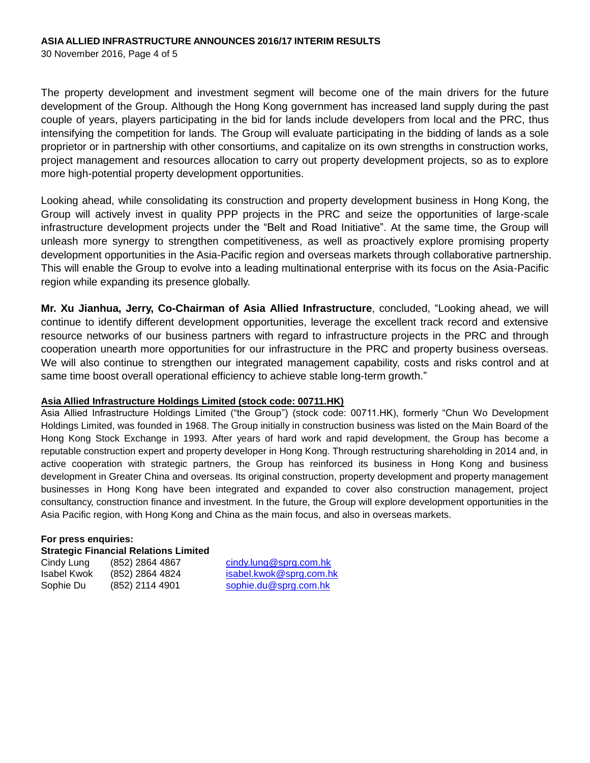The property development and investment segment will become one of the main drivers for the future development of the Group. Although the Hong Kong government has increased land supply during the past couple of years, players participating in the bid for lands include developers from local and the PRC, thus intensifying the competition for lands. The Group will evaluate participating in the bidding of lands as a sole proprietor or in partnership with other consortiums, and capitalize on its own strengths in construction works, project management and resources allocation to carry out property development projects, so as to explore more high-potential property development opportunities.

Looking ahead, while consolidating its construction and property development business in Hong Kong, the Group will actively invest in quality PPP projects in the PRC and seize the opportunities of large-scale infrastructure development projects under the "Belt and Road Initiative". At the same time, the Group will unleash more synergy to strengthen competitiveness, as well as proactively explore promising property development opportunities in the Asia-Pacific region and overseas markets through collaborative partnership. This will enable the Group to evolve into a leading multinational enterprise with its focus on the Asia-Pacific region while expanding its presence globally.

**Mr. Xu Jianhua, Jerry, Co-Chairman of Asia Allied Infrastructure**, concluded, "Looking ahead, we will continue to identify different development opportunities, leverage the excellent track record and extensive resource networks of our business partners with regard to infrastructure projects in the PRC and through cooperation unearth more opportunities for our infrastructure in the PRC and property business overseas. We will also continue to strengthen our integrated management capability, costs and risks control and at same time boost overall operational efficiency to achieve stable long-term growth."

**Asia Allied Infrastructure Holdings Limited (stock code: 00711.HK)**

Asia Allied Infrastructure Holdings Limited ("the Group") (stock code: 00711.HK), formerly "Chun Wo Development Holdings Limited, was founded in 1968. The Group initially in construction business was listed on the Main Board of the Hong Kong Stock Exchange in 1993. After years of hard work and rapid development, the Group has become a reputable construction expert and property developer in Hong Kong. Through restructuring shareholding in 2014 and, in active cooperation with strategic partners, the Group has reinforced its business in Hong Kong and business development in Greater China and overseas. Its original construction, property development and property management businesses in Hong Kong have been integrated and expanded to cover also construction management, project consultancy, construction finance and investment. In the future, the Group will explore development opportunities in the Asia Pacific region, with Hong Kong and China as the main focus, and also in overseas markets.

**For press enquiries:**
**Strategic Financial Relations Limited**

| | | |
|---|---|---|
| Cindy Lung | (852) 2864 4867 | cindy.lung@sprg.com.hk |
| Isabel Kwok | (852) 2864 4824 | isabel.kwok@sprg.com.hk |
| Sophie Du | (852) 2114 4901 | sophie.du@sprg.com.hk |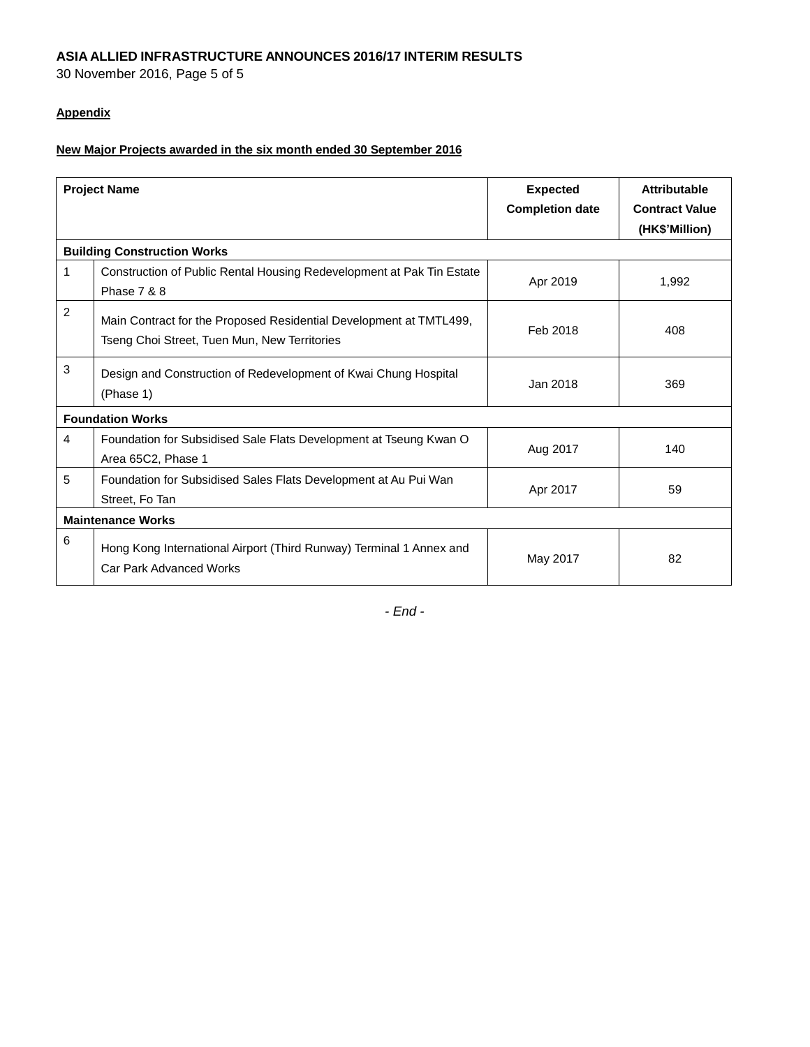**Appendix**

**New Major Projects awarded in the six month ended 30 September 2016**

| Project Name | | Expected Completion date | Attributable Contract Value (HK$'Million) |
|---|---|---|---|
| **Building Construction Works** | | | |
| 1 | Construction of Public Rental Housing Redevelopment at Pak Tin Estate Phase 7 & 8 | Apr 2019 | 1,992 |
| 2 | Main Contract for the Proposed Residential Development at TMTL499, Tseng Choi Street, Tuen Mun, New Territories | Feb 2018 | 408 |
| 3 | Design and Construction of Redevelopment of Kwai Chung Hospital (Phase 1) | Jan 2018 | 369 |
| **Foundation Works** | | | |
| 4 | Foundation for Subsidised Sale Flats Development at Tseung Kwan O Area 65C2, Phase 1 | Aug 2017 | 140 |
| 5 | Foundation for Subsidised Sales Flats Development at Au Pui Wan Street, Fo Tan | Apr 2017 | 59 |
| **Maintenance Works** | | | |
| 6 | Hong Kong International Airport (Third Runway) Terminal 1 Annex and Car Park Advanced Works | May 2017 | 82 |

*- End -*